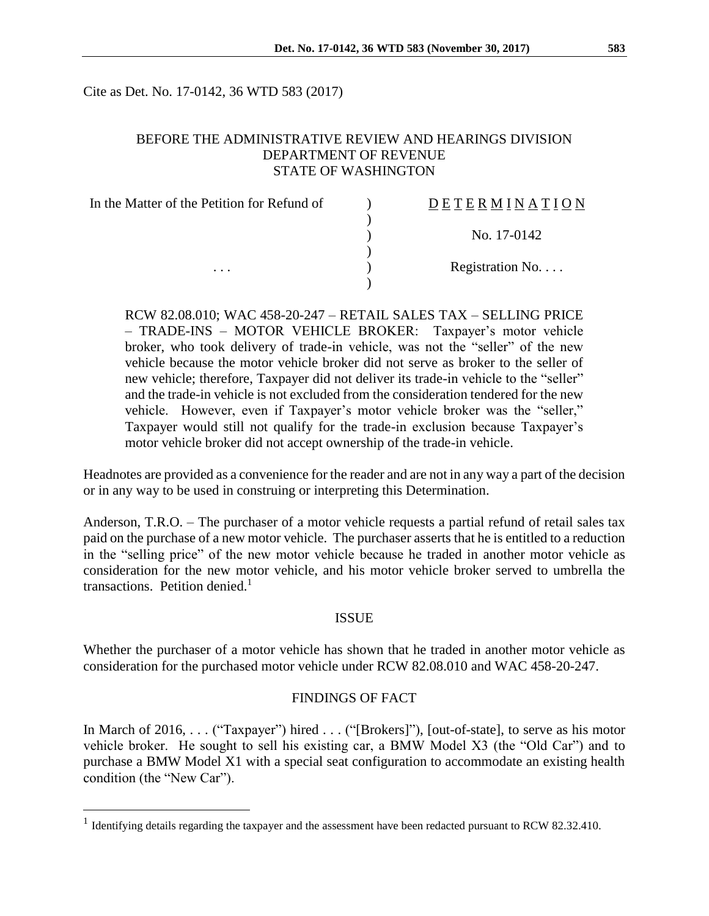Cite as Det. No. 17-0142, 36 WTD 583 (2017)

BEFORE THE ADMINISTRATIVE REVIEW AND HEARINGS DIVISION
DEPARTMENT OF REVENUE
STATE OF WASHINGTON

| In the Matter of the Petition for Refund of | ) | DETERMINATION |
|---|---|---|
| | ) | |
| | ) | No. 17-0142 |
| | ) | |
| . . . | ) | Registration No. . . . |
| | ) | |

RCW 82.08.010; WAC 458-20-247 – RETAIL SALES TAX – SELLING PRICE – TRADE-INS – MOTOR VEHICLE BROKER: Taxpayer's motor vehicle broker, who took delivery of trade-in vehicle, was not the "seller" of the new vehicle because the motor vehicle broker did not serve as broker to the seller of new vehicle; therefore, Taxpayer did not deliver its trade-in vehicle to the "seller" and the trade-in vehicle is not excluded from the consideration tendered for the new vehicle. However, even if Taxpayer's motor vehicle broker was the "seller," Taxpayer would still not qualify for the trade-in exclusion because Taxpayer's motor vehicle broker did not accept ownership of the trade-in vehicle.

Headnotes are provided as a convenience for the reader and are not in any way a part of the decision or in any way to be used in construing or interpreting this Determination.

Anderson, T.R.O. – The purchaser of a motor vehicle requests a partial refund of retail sales tax paid on the purchase of a new motor vehicle. The purchaser asserts that he is entitled to a reduction in the "selling price" of the new motor vehicle because he traded in another motor vehicle as consideration for the new motor vehicle, and his motor vehicle broker served to umbrella the transactions. Petition denied.[1]

## ISSUE

Whether the purchaser of a motor vehicle has shown that he traded in another motor vehicle as consideration for the purchased motor vehicle under RCW 82.08.010 and WAC 458-20-247.

## FINDINGS OF FACT

In March of 2016, . . . ("Taxpayer") hired . . . ("[Brokers]"), [out-of-state], to serve as his motor vehicle broker. He sought to sell his existing car, a BMW Model X3 (the "Old Car") and to purchase a BMW Model X1 with a special seat configuration to accommodate an existing health condition (the "New Car").

[1] Identifying details regarding the taxpayer and the assessment have been redacted pursuant to RCW 82.32.410.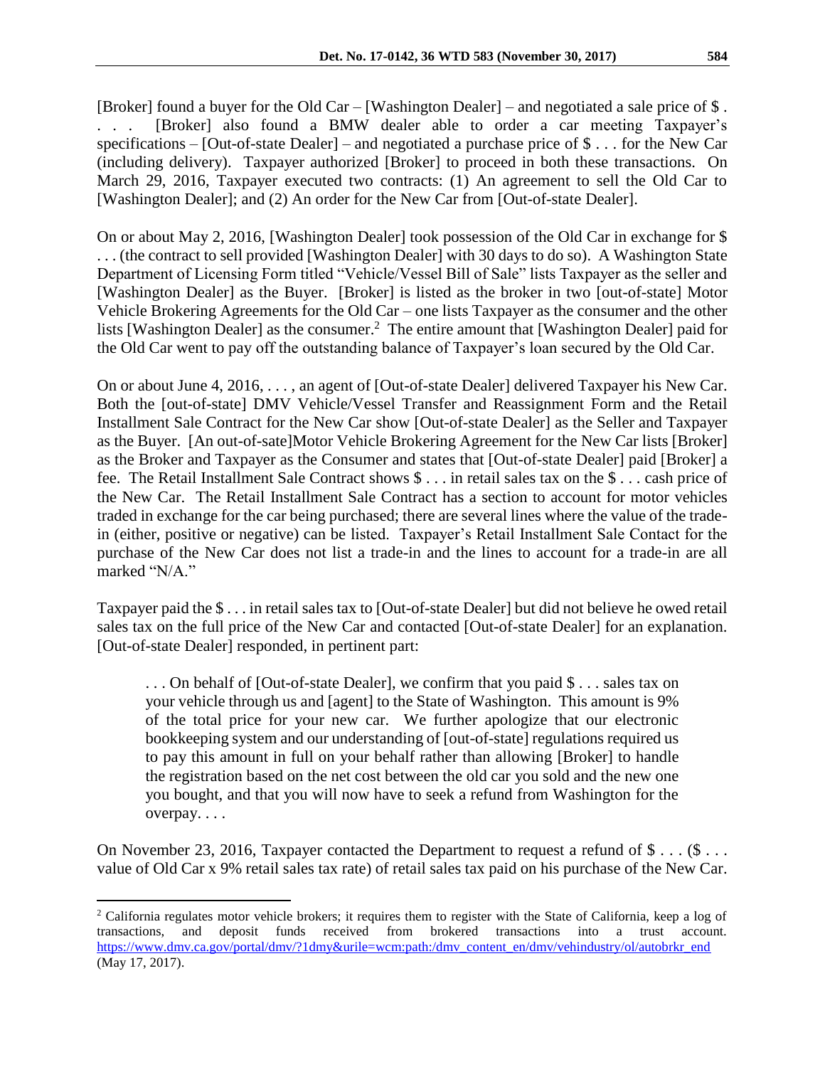[Broker] found a buyer for the Old Car – [Washington Dealer] – and negotiated a sale price of $ . . . . [Broker] also found a BMW dealer able to order a car meeting Taxpayer's specifications – [Out-of-state Dealer] – and negotiated a purchase price of $ . . . for the New Car (including delivery). Taxpayer authorized [Broker] to proceed in both these transactions. On March 29, 2016, Taxpayer executed two contracts: (1) An agreement to sell the Old Car to [Washington Dealer]; and (2) An order for the New Car from [Out-of-state Dealer].

On or about May 2, 2016, [Washington Dealer] took possession of the Old Car in exchange for $ . . . (the contract to sell provided [Washington Dealer] with 30 days to do so). A Washington State Department of Licensing Form titled "Vehicle/Vessel Bill of Sale" lists Taxpayer as the seller and [Washington Dealer] as the Buyer. [Broker] is listed as the broker in two [out-of-state] Motor Vehicle Brokering Agreements for the Old Car – one lists Taxpayer as the consumer and the other lists [Washington Dealer] as the consumer.[2] The entire amount that [Washington Dealer] paid for the Old Car went to pay off the outstanding balance of Taxpayer's loan secured by the Old Car.

On or about June 4, 2016, . . . , an agent of [Out-of-state Dealer] delivered Taxpayer his New Car. Both the [out-of-state] DMV Vehicle/Vessel Transfer and Reassignment Form and the Retail Installment Sale Contract for the New Car show [Out-of-state Dealer] as the Seller and Taxpayer as the Buyer. [An out-of-sate]Motor Vehicle Brokering Agreement for the New Car lists [Broker] as the Broker and Taxpayer as the Consumer and states that [Out-of-state Dealer] paid [Broker] a fee. The Retail Installment Sale Contract shows $ . . . in retail sales tax on the $ . . . cash price of the New Car. The Retail Installment Sale Contract has a section to account for motor vehicles traded in exchange for the car being purchased; there are several lines where the value of the trade-in (either, positive or negative) can be listed. Taxpayer's Retail Installment Sale Contact for the purchase of the New Car does not list a trade-in and the lines to account for a trade-in are all marked "N/A."

Taxpayer paid the $ . . . in retail sales tax to [Out-of-state Dealer] but did not believe he owed retail sales tax on the full price of the New Car and contacted [Out-of-state Dealer] for an explanation. [Out-of-state Dealer] responded, in pertinent part:

> . . . On behalf of [Out-of-state Dealer], we confirm that you paid $ . . . sales tax on your vehicle through us and [agent] to the State of Washington. This amount is 9% of the total price for your new car. We further apologize that our electronic bookkeeping system and our understanding of [out-of-state] regulations required us to pay this amount in full on your behalf rather than allowing [Broker] to handle the registration based on the net cost between the old car you sold and the new one you bought, and that you will now have to seek a refund from Washington for the overpay. . . .

On November 23, 2016, Taxpayer contacted the Department to request a refund of $ . . . ($ . . . value of Old Car x 9% retail sales tax rate) of retail sales tax paid on his purchase of the New Car.

---

[2] California regulates motor vehicle brokers; it requires them to register with the State of California, keep a log of transactions, and deposit funds received from brokered transactions into a trust account. https://www.dmv.ca.gov/portal/dmv/?1dmy&urile=wcm:path:/dmv_content_en/dmv/vehindustry/ol/autobrkr_end (May 17, 2017).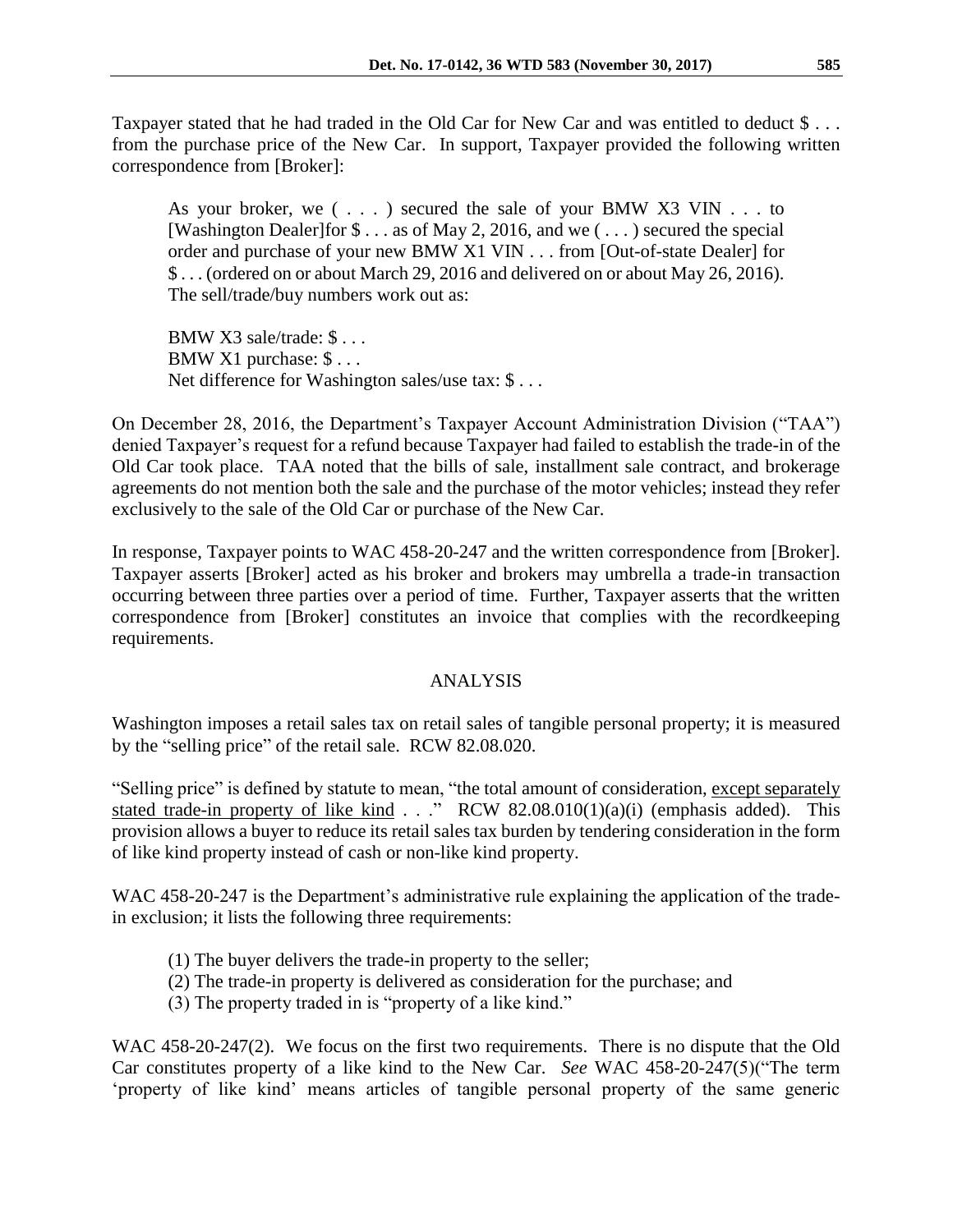Taxpayer stated that he had traded in the Old Car for New Car and was entitled to deduct $ . . . from the purchase price of the New Car. In support, Taxpayer provided the following written correspondence from [Broker]:

> As your broker, we ( . . . ) secured the sale of your BMW X3 VIN . . . to [Washington Dealer]for $ . . . as of May 2, 2016, and we ( . . . ) secured the special order and purchase of your new BMW X1 VIN . . . from [Out-of-state Dealer] for $ . . . (ordered on or about March 29, 2016 and delivered on or about May 26, 2016). The sell/trade/buy numbers work out as:
>
> BMW X3 sale/trade: $ . . .
> BMW X1 purchase: $ . . .
> Net difference for Washington sales/use tax: $ . . .

On December 28, 2016, the Department's Taxpayer Account Administration Division ("TAA") denied Taxpayer's request for a refund because Taxpayer had failed to establish the trade-in of the Old Car took place. TAA noted that the bills of sale, installment sale contract, and brokerage agreements do not mention both the sale and the purchase of the motor vehicles; instead they refer exclusively to the sale of the Old Car or purchase of the New Car.

In response, Taxpayer points to WAC 458-20-247 and the written correspondence from [Broker]. Taxpayer asserts [Broker] acted as his broker and brokers may umbrella a trade-in transaction occurring between three parties over a period of time. Further, Taxpayer asserts that the written correspondence from [Broker] constitutes an invoice that complies with the recordkeeping requirements.

## ANALYSIS

Washington imposes a retail sales tax on retail sales of tangible personal property; it is measured by the "selling price" of the retail sale. RCW 82.08.020.

"Selling price" is defined by statute to mean, "the total amount of consideration, <u>except separately stated trade-in property of like kind</u> . . ." RCW 82.08.010(1)(a)(i) (emphasis added). This provision allows a buyer to reduce its retail sales tax burden by tendering consideration in the form of like kind property instead of cash or non-like kind property.

WAC 458-20-247 is the Department's administrative rule explaining the application of the trade-in exclusion; it lists the following three requirements:

> (1) The buyer delivers the trade-in property to the seller;
> (2) The trade-in property is delivered as consideration for the purchase; and
> (3) The property traded in is "property of a like kind."

WAC 458-20-247(2). We focus on the first two requirements. There is no dispute that the Old Car constitutes property of a like kind to the New Car. *See* WAC 458-20-247(5)("The term 'property of like kind' means articles of tangible personal property of the same generic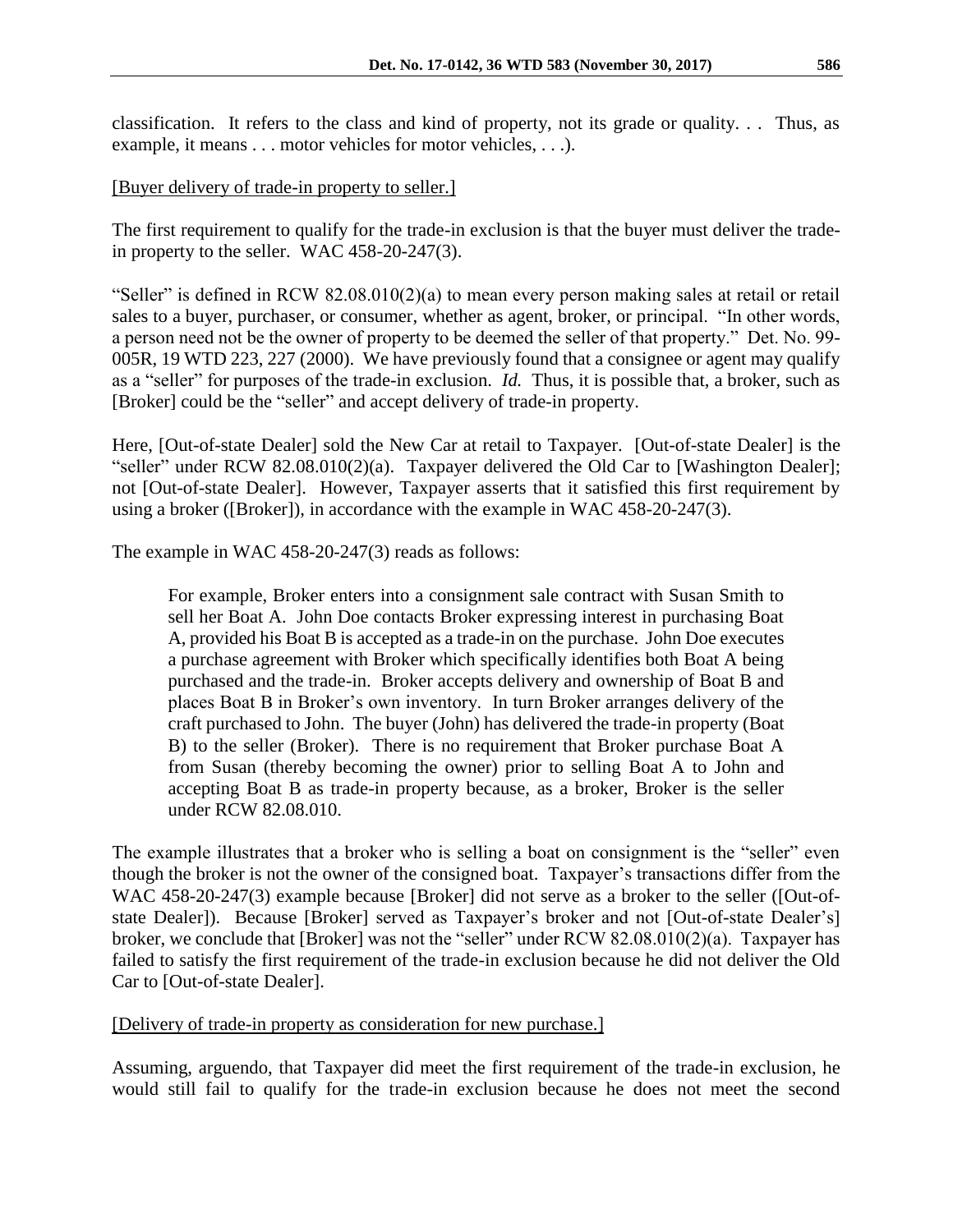classification. It refers to the class and kind of property, not its grade or quality. . . Thus, as example, it means . . . motor vehicles for motor vehicles, . . .).

[Buyer delivery of trade-in property to seller.]

The first requirement to qualify for the trade-in exclusion is that the buyer must deliver the trade-in property to the seller. WAC 458-20-247(3).

"Seller" is defined in RCW 82.08.010(2)(a) to mean every person making sales at retail or retail sales to a buyer, purchaser, or consumer, whether as agent, broker, or principal. "In other words, a person need not be the owner of property to be deemed the seller of that property." Det. No. 99-005R, 19 WTD 223, 227 (2000). We have previously found that a consignee or agent may qualify as a "seller" for purposes of the trade-in exclusion. *Id.* Thus, it is possible that, a broker, such as [Broker] could be the "seller" and accept delivery of trade-in property.

Here, [Out-of-state Dealer] sold the New Car at retail to Taxpayer. [Out-of-state Dealer] is the "seller" under RCW 82.08.010(2)(a). Taxpayer delivered the Old Car to [Washington Dealer]; not [Out-of-state Dealer]. However, Taxpayer asserts that it satisfied this first requirement by using a broker ([Broker]), in accordance with the example in WAC 458-20-247(3).

The example in WAC 458-20-247(3) reads as follows:

> For example, Broker enters into a consignment sale contract with Susan Smith to sell her Boat A. John Doe contacts Broker expressing interest in purchasing Boat A, provided his Boat B is accepted as a trade-in on the purchase. John Doe executes a purchase agreement with Broker which specifically identifies both Boat A being purchased and the trade-in. Broker accepts delivery and ownership of Boat B and places Boat B in Broker's own inventory. In turn Broker arranges delivery of the craft purchased to John. The buyer (John) has delivered the trade-in property (Boat B) to the seller (Broker). There is no requirement that Broker purchase Boat A from Susan (thereby becoming the owner) prior to selling Boat A to John and accepting Boat B as trade-in property because, as a broker, Broker is the seller under RCW 82.08.010.

The example illustrates that a broker who is selling a boat on consignment is the "seller" even though the broker is not the owner of the consigned boat. Taxpayer's transactions differ from the WAC 458-20-247(3) example because [Broker] did not serve as a broker to the seller ([Out-of-state Dealer]). Because [Broker] served as Taxpayer's broker and not [Out-of-state Dealer's] broker, we conclude that [Broker] was not the "seller" under RCW 82.08.010(2)(a). Taxpayer has failed to satisfy the first requirement of the trade-in exclusion because he did not deliver the Old Car to [Out-of-state Dealer].

[Delivery of trade-in property as consideration for new purchase.]

Assuming, arguendo, that Taxpayer did meet the first requirement of the trade-in exclusion, he would still fail to qualify for the trade-in exclusion because he does not meet the second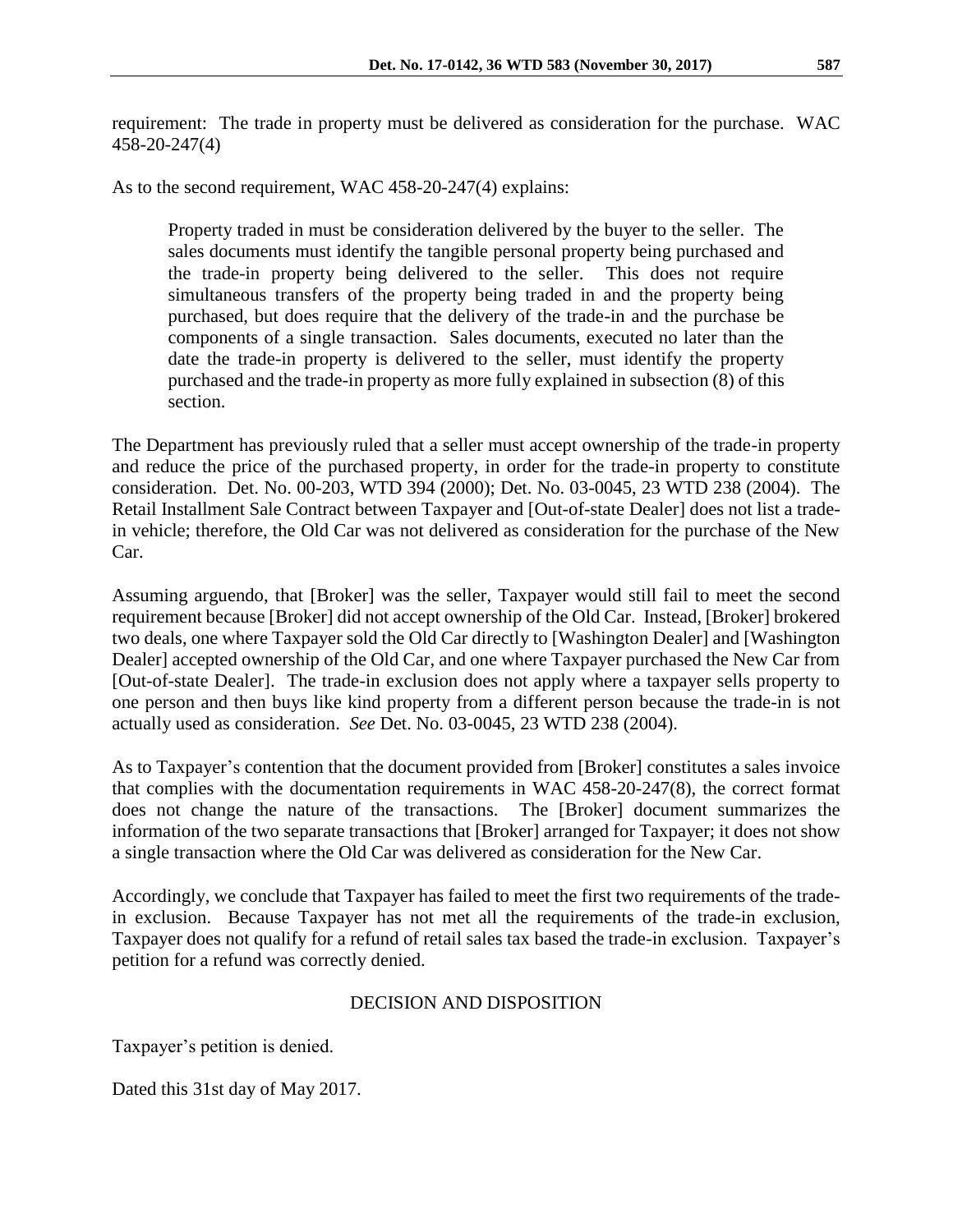requirement: The trade in property must be delivered as consideration for the purchase. WAC 458-20-247(4)

As to the second requirement, WAC 458-20-247(4) explains:

> Property traded in must be consideration delivered by the buyer to the seller. The sales documents must identify the tangible personal property being purchased and the trade-in property being delivered to the seller. This does not require simultaneous transfers of the property being traded in and the property being purchased, but does require that the delivery of the trade-in and the purchase be components of a single transaction. Sales documents, executed no later than the date the trade-in property is delivered to the seller, must identify the property purchased and the trade-in property as more fully explained in subsection (8) of this section.

The Department has previously ruled that a seller must accept ownership of the trade-in property and reduce the price of the purchased property, in order for the trade-in property to constitute consideration. Det. No. 00-203, WTD 394 (2000); Det. No. 03-0045, 23 WTD 238 (2004). The Retail Installment Sale Contract between Taxpayer and [Out-of-state Dealer] does not list a trade-in vehicle; therefore, the Old Car was not delivered as consideration for the purchase of the New Car.

Assuming arguendo, that [Broker] was the seller, Taxpayer would still fail to meet the second requirement because [Broker] did not accept ownership of the Old Car. Instead, [Broker] brokered two deals, one where Taxpayer sold the Old Car directly to [Washington Dealer] and [Washington Dealer] accepted ownership of the Old Car, and one where Taxpayer purchased the New Car from [Out-of-state Dealer]. The trade-in exclusion does not apply where a taxpayer sells property to one person and then buys like kind property from a different person because the trade-in is not actually used as consideration. *See* Det. No. 03-0045, 23 WTD 238 (2004).

As to Taxpayer's contention that the document provided from [Broker] constitutes a sales invoice that complies with the documentation requirements in WAC 458-20-247(8), the correct format does not change the nature of the transactions. The [Broker] document summarizes the information of the two separate transactions that [Broker] arranged for Taxpayer; it does not show a single transaction where the Old Car was delivered as consideration for the New Car.

Accordingly, we conclude that Taxpayer has failed to meet the first two requirements of the trade-in exclusion. Because Taxpayer has not met all the requirements of the trade-in exclusion, Taxpayer does not qualify for a refund of retail sales tax based the trade-in exclusion. Taxpayer's petition for a refund was correctly denied.

## DECISION AND DISPOSITION

Taxpayer's petition is denied.

Dated this 31st day of May 2017.